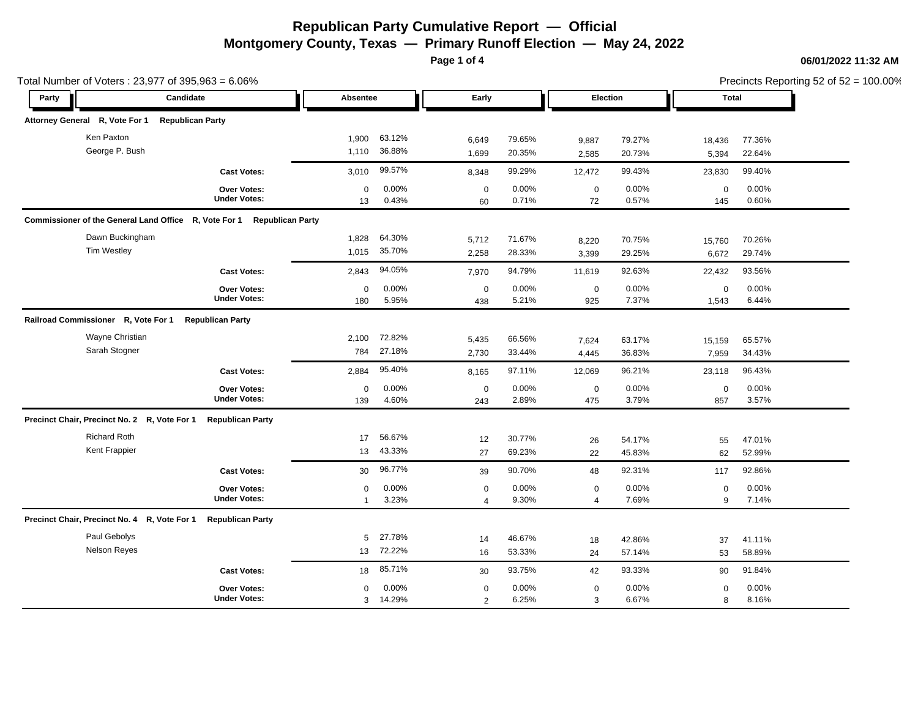# Republican Party Cumulative Report — Official

## Montgomery County, Texas — Primary Runoff Election — May 24, 2022

06/01/2022 11:32 AM

Total Number of Voters : 23,977 of 395,963 = 6.06%

Precincts Reporting 52 of 52 = 100.00%

| Party | Candidate | Absentee | | Early | | Election | | Total | |
|---|---|---|---|---|---|---|---|---|---|
| **Attorney General R, Vote For 1 Republican Party** | | | | | | | | | |
| | Ken Paxton | 1,900 | 63.12% | 6,649 | 79.65% | 9,887 | 79.27% | 18,436 | 77.36% |
| | George P. Bush | 1,110 | 36.88% | 1,699 | 20.35% | 2,585 | 20.73% | 5,394 | 22.64% |
| | **Cast Votes:** | 3,010 | 99.57% | 8,348 | 99.29% | 12,472 | 99.43% | 23,830 | 99.40% |
| | **Over Votes:** | 0 | 0.00% | 0 | 0.00% | 0 | 0.00% | 0 | 0.00% |
| | **Under Votes:** | 13 | 0.43% | 60 | 0.71% | 72 | 0.57% | 145 | 0.60% |
| **Commissioner of the General Land Office R, Vote For 1 Republican Party** | | | | | | | | | |
| | Dawn Buckingham | 1,828 | 64.30% | 5,712 | 71.67% | 8,220 | 70.75% | 15,760 | 70.26% |
| | Tim Westley | 1,015 | 35.70% | 2,258 | 28.33% | 3,399 | 29.25% | 6,672 | 29.74% |
| | **Cast Votes:** | 2,843 | 94.05% | 7,970 | 94.79% | 11,619 | 92.63% | 22,432 | 93.56% |
| | **Over Votes:** | 0 | 0.00% | 0 | 0.00% | 0 | 0.00% | 0 | 0.00% |
| | **Under Votes:** | 180 | 5.95% | 438 | 5.21% | 925 | 7.37% | 1,543 | 6.44% |
| **Railroad Commissioner R, Vote For 1 Republican Party** | | | | | | | | | |
| | Wayne Christian | 2,100 | 72.82% | 5,435 | 66.56% | 7,624 | 63.17% | 15,159 | 65.57% |
| | Sarah Stogner | 784 | 27.18% | 2,730 | 33.44% | 4,445 | 36.83% | 7,959 | 34.43% |
| | **Cast Votes:** | 2,884 | 95.40% | 8,165 | 97.11% | 12,069 | 96.21% | 23,118 | 96.43% |
| | **Over Votes:** | 0 | 0.00% | 0 | 0.00% | 0 | 0.00% | 0 | 0.00% |
| | **Under Votes:** | 139 | 4.60% | 243 | 2.89% | 475 | 3.79% | 857 | 3.57% |
| **Precinct Chair, Precinct No. 2 R, Vote For 1 Republican Party** | | | | | | | | | |
| | Richard Roth | 17 | 56.67% | 12 | 30.77% | 26 | 54.17% | 55 | 47.01% |
| | Kent Frappier | 13 | 43.33% | 27 | 69.23% | 22 | 45.83% | 62 | 52.99% |
| | **Cast Votes:** | 30 | 96.77% | 39 | 90.70% | 48 | 92.31% | 117 | 92.86% |
| | **Over Votes:** | 0 | 0.00% | 0 | 0.00% | 0 | 0.00% | 0 | 0.00% |
| | **Under Votes:** | 1 | 3.23% | 4 | 9.30% | 4 | 7.69% | 9 | 7.14% |
| **Precinct Chair, Precinct No. 4 R, Vote For 1 Republican Party** | | | | | | | | | |
| | Paul Gebolys | 5 | 27.78% | 14 | 46.67% | 18 | 42.86% | 37 | 41.11% |
| | Nelson Reyes | 13 | 72.22% | 16 | 53.33% | 24 | 57.14% | 53 | 58.89% |
| | **Cast Votes:** | 18 | 85.71% | 30 | 93.75% | 42 | 93.33% | 90 | 91.84% |
| | **Over Votes:** | 0 | 0.00% | 0 | 0.00% | 0 | 0.00% | 0 | 0.00% |
| | **Under Votes:** | 3 | 14.29% | 2 | 6.25% | 3 | 6.67% | 8 | 8.16% |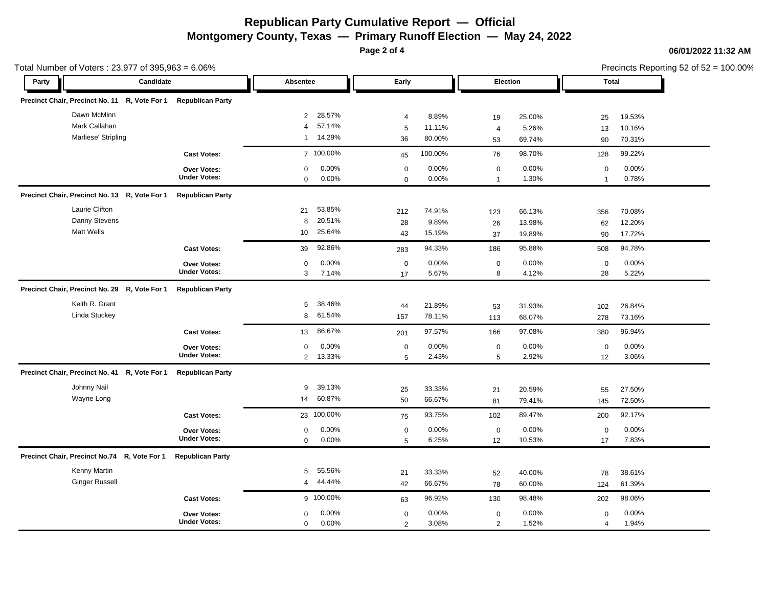# Republican Party Cumulative Report — Official

## Montgomery County, Texas — Primary Runoff Election — May 24, 2022

06/01/2022 11:32 AM

Total Number of Voters : 23,977 of 395,963 = 6.06%

Precincts Reporting 52 of 52 = 100.00%

| Party | Candidate | Absentee | | Early | | Election | | Total | |
|---|---|---|---|---|---|---|---|---|---|
| **Precinct Chair, Precinct No. 11 R, Vote For 1** | **Republican Party** | | | | | | | | |
| | Dawn McMinn | 2 | 28.57% | 4 | 8.89% | 19 | 25.00% | 25 | 19.53% |
| | Mark Callahan | 4 | 57.14% | 5 | 11.11% | 4 | 5.26% | 13 | 10.16% |
| | Marliese' Stripling | 1 | 14.29% | 36 | 80.00% | 53 | 69.74% | 90 | 70.31% |
| | **Cast Votes:** | 7 | 100.00% | 45 | 100.00% | 76 | 98.70% | 128 | 99.22% |
| | **Over Votes:** | 0 | 0.00% | 0 | 0.00% | 0 | 0.00% | 0 | 0.00% |
| | **Under Votes:** | 0 | 0.00% | 0 | 0.00% | 1 | 1.30% | 1 | 0.78% |
| **Precinct Chair, Precinct No. 13 R, Vote For 1** | **Republican Party** | | | | | | | | |
| | Laurie Clifton | 21 | 53.85% | 212 | 74.91% | 123 | 66.13% | 356 | 70.08% |
| | Danny Stevens | 8 | 20.51% | 28 | 9.89% | 26 | 13.98% | 62 | 12.20% |
| | Matt Wells | 10 | 25.64% | 43 | 15.19% | 37 | 19.89% | 90 | 17.72% |
| | **Cast Votes:** | 39 | 92.86% | 283 | 94.33% | 186 | 95.88% | 508 | 94.78% |
| | **Over Votes:** | 0 | 0.00% | 0 | 0.00% | 0 | 0.00% | 0 | 0.00% |
| | **Under Votes:** | 3 | 7.14% | 17 | 5.67% | 8 | 4.12% | 28 | 5.22% |
| **Precinct Chair, Precinct No. 29 R, Vote For 1** | **Republican Party** | | | | | | | | |
| | Keith R. Grant | 5 | 38.46% | 44 | 21.89% | 53 | 31.93% | 102 | 26.84% |
| | Linda Stuckey | 8 | 61.54% | 157 | 78.11% | 113 | 68.07% | 278 | 73.16% |
| | **Cast Votes:** | 13 | 86.67% | 201 | 97.57% | 166 | 97.08% | 380 | 96.94% |
| | **Over Votes:** | 0 | 0.00% | 0 | 0.00% | 0 | 0.00% | 0 | 0.00% |
| | **Under Votes:** | 2 | 13.33% | 5 | 2.43% | 5 | 2.92% | 12 | 3.06% |
| **Precinct Chair, Precinct No. 41 R, Vote For 1** | **Republican Party** | | | | | | | | |
| | Johnny Nail | 9 | 39.13% | 25 | 33.33% | 21 | 20.59% | 55 | 27.50% |
| | Wayne Long | 14 | 60.87% | 50 | 66.67% | 81 | 79.41% | 145 | 72.50% |
| | **Cast Votes:** | 23 | 100.00% | 75 | 93.75% | 102 | 89.47% | 200 | 92.17% |
| | **Over Votes:** | 0 | 0.00% | 0 | 0.00% | 0 | 0.00% | 0 | 0.00% |
| | **Under Votes:** | 0 | 0.00% | 5 | 6.25% | 12 | 10.53% | 17 | 7.83% |
| **Precinct Chair, Precinct No.74 R, Vote For 1** | **Republican Party** | | | | | | | | |
| | Kenny Martin | 5 | 55.56% | 21 | 33.33% | 52 | 40.00% | 78 | 38.61% |
| | Ginger Russell | 4 | 44.44% | 42 | 66.67% | 78 | 60.00% | 124 | 61.39% |
| | **Cast Votes:** | 9 | 100.00% | 63 | 96.92% | 130 | 98.48% | 202 | 98.06% |
| | **Over Votes:** | 0 | 0.00% | 0 | 0.00% | 0 | 0.00% | 0 | 0.00% |
| | **Under Votes:** | 0 | 0.00% | 2 | 3.08% | 2 | 1.52% | 4 | 1.94% |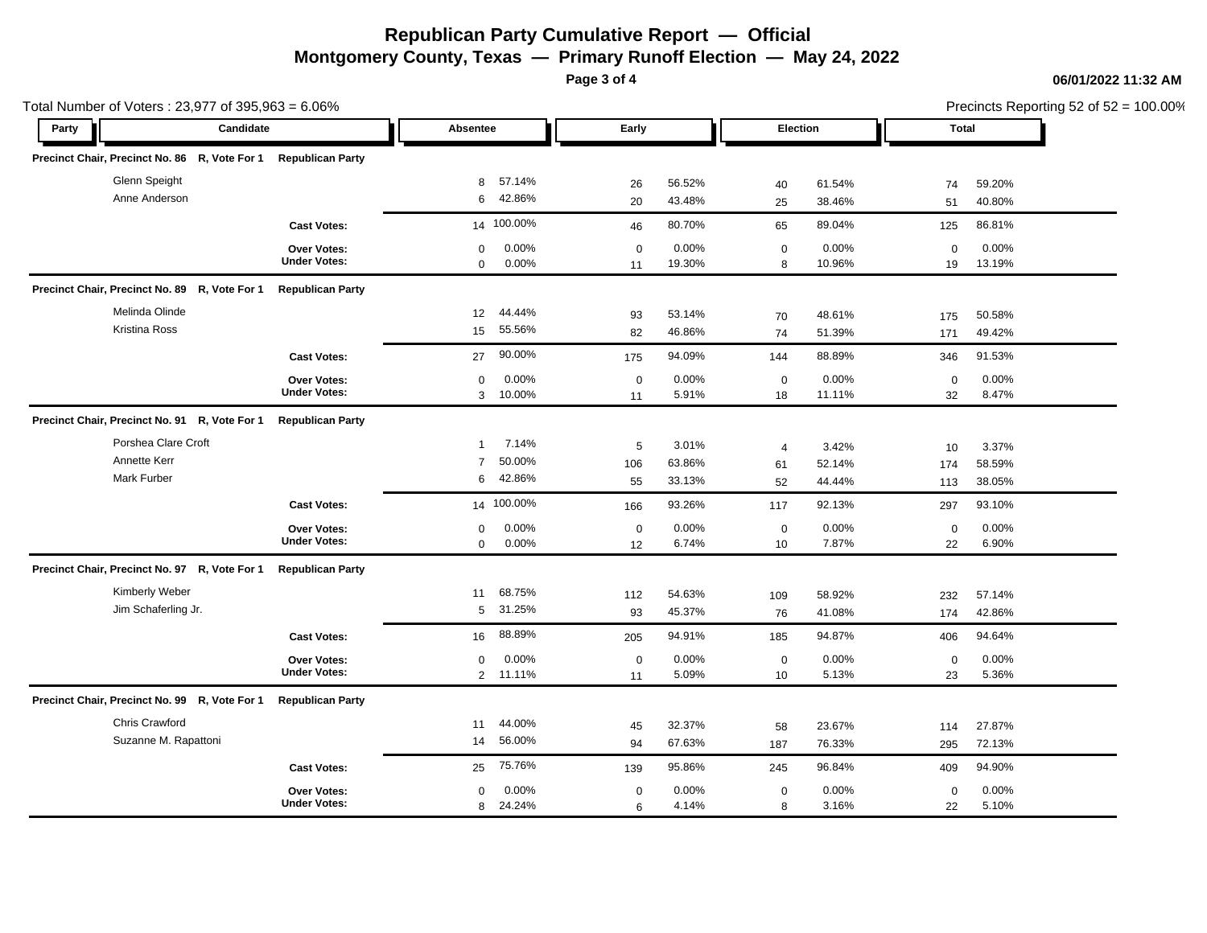# Republican Party Cumulative Report — Official

## Montgomery County, Texas — Primary Runoff Election — May 24, 2022

06/01/2022 11:32 AM

Total Number of Voters : 23,977 of 395,963 = 6.06%

Precincts Reporting 52 of 52 = 100.00%

| Party | Candidate | Absentee | | Early | | Election | | Total | |
|---|---|---|---|---|---|---|---|---|---|
| **Precinct Chair, Precinct No. 86 R, Vote For 1** | **Republican Party** | | | | | | | | |
| | Glenn Speight | 8 | 57.14% | 26 | 56.52% | 40 | 61.54% | 74 | 59.20% |
| | Anne Anderson | 6 | 42.86% | 20 | 43.48% | 25 | 38.46% | 51 | 40.80% |
| | **Cast Votes:** | 14 | 100.00% | 46 | 80.70% | 65 | 89.04% | 125 | 86.81% |
| | **Over Votes:** | 0 | 0.00% | 0 | 0.00% | 0 | 0.00% | 0 | 0.00% |
| | **Under Votes:** | 0 | 0.00% | 11 | 19.30% | 8 | 10.96% | 19 | 13.19% |
| **Precinct Chair, Precinct No. 89 R, Vote For 1** | **Republican Party** | | | | | | | | |
| | Melinda Olinde | 12 | 44.44% | 93 | 53.14% | 70 | 48.61% | 175 | 50.58% |
| | Kristina Ross | 15 | 55.56% | 82 | 46.86% | 74 | 51.39% | 171 | 49.42% |
| | **Cast Votes:** | 27 | 90.00% | 175 | 94.09% | 144 | 88.89% | 346 | 91.53% |
| | **Over Votes:** | 0 | 0.00% | 0 | 0.00% | 0 | 0.00% | 0 | 0.00% |
| | **Under Votes:** | 3 | 10.00% | 11 | 5.91% | 18 | 11.11% | 32 | 8.47% |
| **Precinct Chair, Precinct No. 91 R, Vote For 1** | **Republican Party** | | | | | | | | |
| | Porshea Clare Croft | 1 | 7.14% | 5 | 3.01% | 4 | 3.42% | 10 | 3.37% |
| | Annette Kerr | 7 | 50.00% | 106 | 63.86% | 61 | 52.14% | 174 | 58.59% |
| | Mark Furber | 6 | 42.86% | 55 | 33.13% | 52 | 44.44% | 113 | 38.05% |
| | **Cast Votes:** | 14 | 100.00% | 166 | 93.26% | 117 | 92.13% | 297 | 93.10% |
| | **Over Votes:** | 0 | 0.00% | 0 | 0.00% | 0 | 0.00% | 0 | 0.00% |
| | **Under Votes:** | 0 | 0.00% | 12 | 6.74% | 10 | 7.87% | 22 | 6.90% |
| **Precinct Chair, Precinct No. 97 R, Vote For 1** | **Republican Party** | | | | | | | | |
| | Kimberly Weber | 11 | 68.75% | 112 | 54.63% | 109 | 58.92% | 232 | 57.14% |
| | Jim Schaferling Jr. | 5 | 31.25% | 93 | 45.37% | 76 | 41.08% | 174 | 42.86% |
| | **Cast Votes:** | 16 | 88.89% | 205 | 94.91% | 185 | 94.87% | 406 | 94.64% |
| | **Over Votes:** | 0 | 0.00% | 0 | 0.00% | 0 | 0.00% | 0 | 0.00% |
| | **Under Votes:** | 2 | 11.11% | 11 | 5.09% | 10 | 5.13% | 23 | 5.36% |
| **Precinct Chair, Precinct No. 99 R, Vote For 1** | **Republican Party** | | | | | | | | |
| | Chris Crawford | 11 | 44.00% | 45 | 32.37% | 58 | 23.67% | 114 | 27.87% |
| | Suzanne M. Rapattoni | 14 | 56.00% | 94 | 67.63% | 187 | 76.33% | 295 | 72.13% |
| | **Cast Votes:** | 25 | 75.76% | 139 | 95.86% | 245 | 96.84% | 409 | 94.90% |
| | **Over Votes:** | 0 | 0.00% | 0 | 0.00% | 0 | 0.00% | 0 | 0.00% |
| | **Under Votes:** | 8 | 24.24% | 6 | 4.14% | 8 | 3.16% | 22 | 5.10% |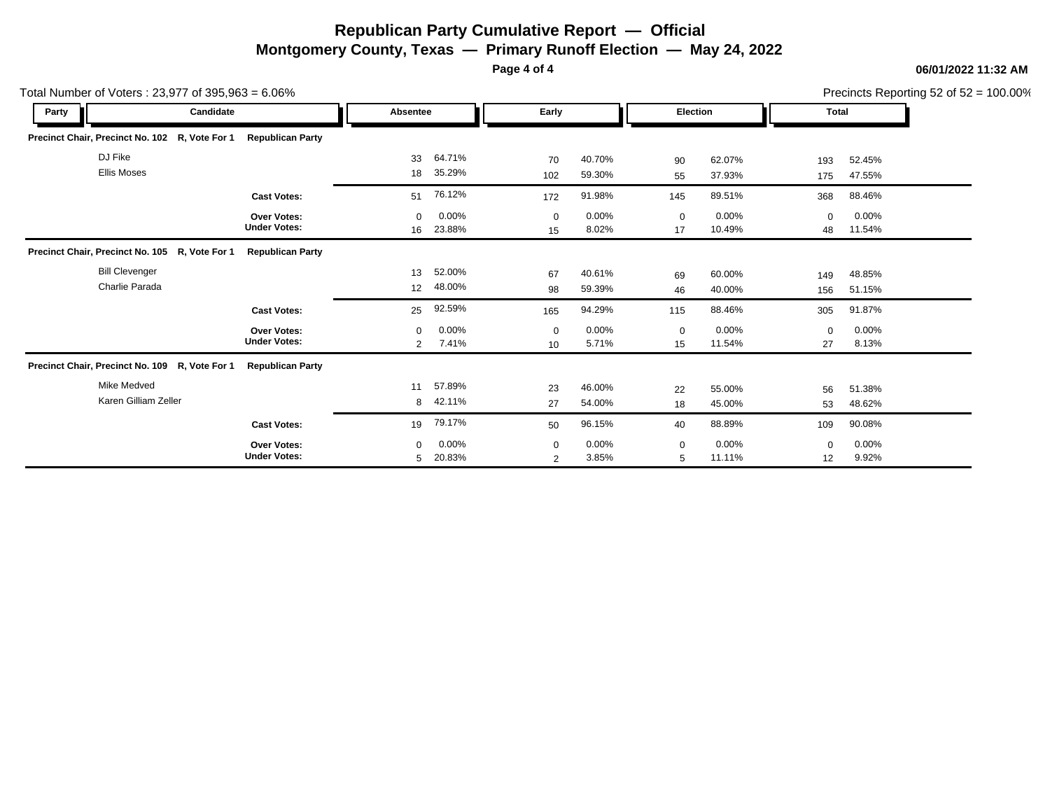# Republican Party Cumulative Report — Official

## Montgomery County, Texas — Primary Runoff Election — May 24, 2022

06/01/2022 11:32 AM

Total Number of Voters : 23,977 of 395,963 = 6.06%

Precincts Reporting 52 of 52 = 100.00%

| Party | Candidate | Absentee | | Early | | Election | | Total | |
|---|---|---|---|---|---|---|---|---|---|
| **Precinct Chair, Precinct No. 102 R, Vote For 1** | **Republican Party** | | | | | | | | |
| | DJ Fike | 33 | 64.71% | 70 | 40.70% | 90 | 62.07% | 193 | 52.45% |
| | Ellis Moses | 18 | 35.29% | 102 | 59.30% | 55 | 37.93% | 175 | 47.55% |
| | **Cast Votes:** | 51 | 76.12% | 172 | 91.98% | 145 | 89.51% | 368 | 88.46% |
| | **Over Votes:** | 0 | 0.00% | 0 | 0.00% | 0 | 0.00% | 0 | 0.00% |
| | **Under Votes:** | 16 | 23.88% | 15 | 8.02% | 17 | 10.49% | 48 | 11.54% |
| **Precinct Chair, Precinct No. 105 R, Vote For 1** | **Republican Party** | | | | | | | | |
| | Bill Clevenger | 13 | 52.00% | 67 | 40.61% | 69 | 60.00% | 149 | 48.85% |
| | Charlie Parada | 12 | 48.00% | 98 | 59.39% | 46 | 40.00% | 156 | 51.15% |
| | **Cast Votes:** | 25 | 92.59% | 165 | 94.29% | 115 | 88.46% | 305 | 91.87% |
| | **Over Votes:** | 0 | 0.00% | 0 | 0.00% | 0 | 0.00% | 0 | 0.00% |
| | **Under Votes:** | 2 | 7.41% | 10 | 5.71% | 15 | 11.54% | 27 | 8.13% |
| **Precinct Chair, Precinct No. 109 R, Vote For 1** | **Republican Party** | | | | | | | | |
| | Mike Medved | 11 | 57.89% | 23 | 46.00% | 22 | 55.00% | 56 | 51.38% |
| | Karen Gilliam Zeller | 8 | 42.11% | 27 | 54.00% | 18 | 45.00% | 53 | 48.62% |
| | **Cast Votes:** | 19 | 79.17% | 50 | 96.15% | 40 | 88.89% | 109 | 90.08% |
| | **Over Votes:** | 0 | 0.00% | 0 | 0.00% | 0 | 0.00% | 0 | 0.00% |
| | **Under Votes:** | 5 | 20.83% | 2 | 3.85% | 5 | 11.11% | 12 | 9.92% |